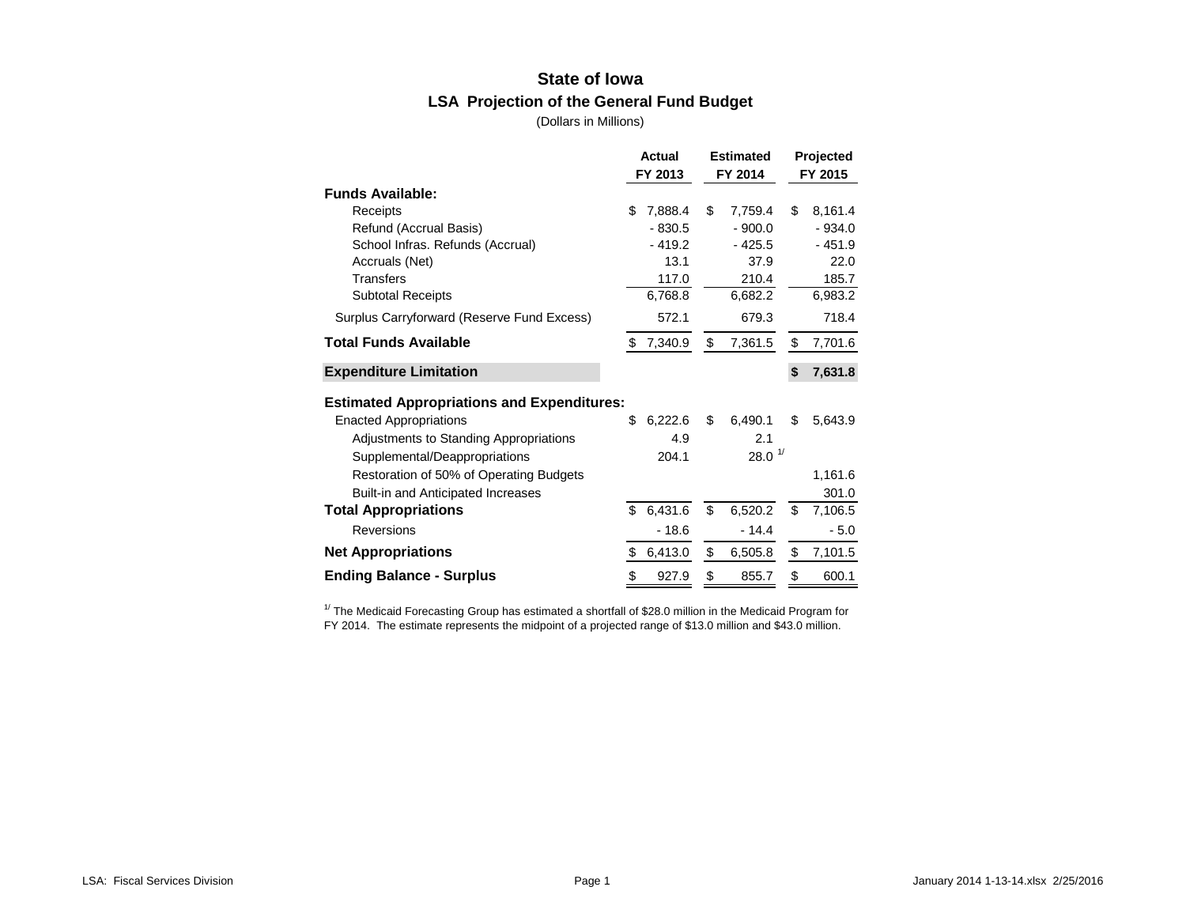# State of Iowa

## LSA Projection of the General Fund Budget

(Dollars in Millions)

| | Actual FY 2013 | Estimated FY 2014 | Projected FY 2015 |
|---|---|---|---|
| **Funds Available:** | | | |
| Receipts | $ 7,888.4 | $ 7,759.4 | $ 8,161.4 |
| Refund (Accrual Basis) | - 830.5 | - 900.0 | - 934.0 |
| School Infras. Refunds (Accrual) | - 419.2 | - 425.5 | - 451.9 |
| Accruals (Net) | 13.1 | 37.9 | 22.0 |
| Transfers | 117.0 | 210.4 | 185.7 |
| Subtotal Receipts | 6,768.8 | 6,682.2 | 6,983.2 |
| Surplus Carryforward (Reserve Fund Excess) | 572.1 | 679.3 | 718.4 |
| **Total Funds Available** | $ 7,340.9 | $ 7,361.5 | $ 7,701.6 |
| **Expenditure Limitation** | | | **$ 7,631.8** |
| **Estimated Appropriations and Expenditures:** | | | |
| Enacted Appropriations | $ 6,222.6 | $ 6,490.1 | $ 5,643.9 |
| Adjustments to Standing Appropriations | 4.9 | 2.1 | |
| Supplemental/Deappropriations | 204.1 | 28.0 [1/] | |
| Restoration of 50% of Operating Budgets | | | 1,161.6 |
| Built-in and Anticipated Increases | | | 301.0 |
| **Total Appropriations** | $ 6,431.6 | $ 6,520.2 | $ 7,106.5 |
| Reversions | - 18.6 | - 14.4 | - 5.0 |
| **Net Appropriations** | $ 6,413.0 | $ 6,505.8 | $ 7,101.5 |
| **Ending Balance - Surplus** | $ 927.9 | $ 855.7 | $ 600.1 |

[1/] The Medicaid Forecasting Group has estimated a shortfall of $28.0 million in the Medicaid Program for FY 2014. The estimate represents the midpoint of a projected range of $13.0 million and $43.0 million.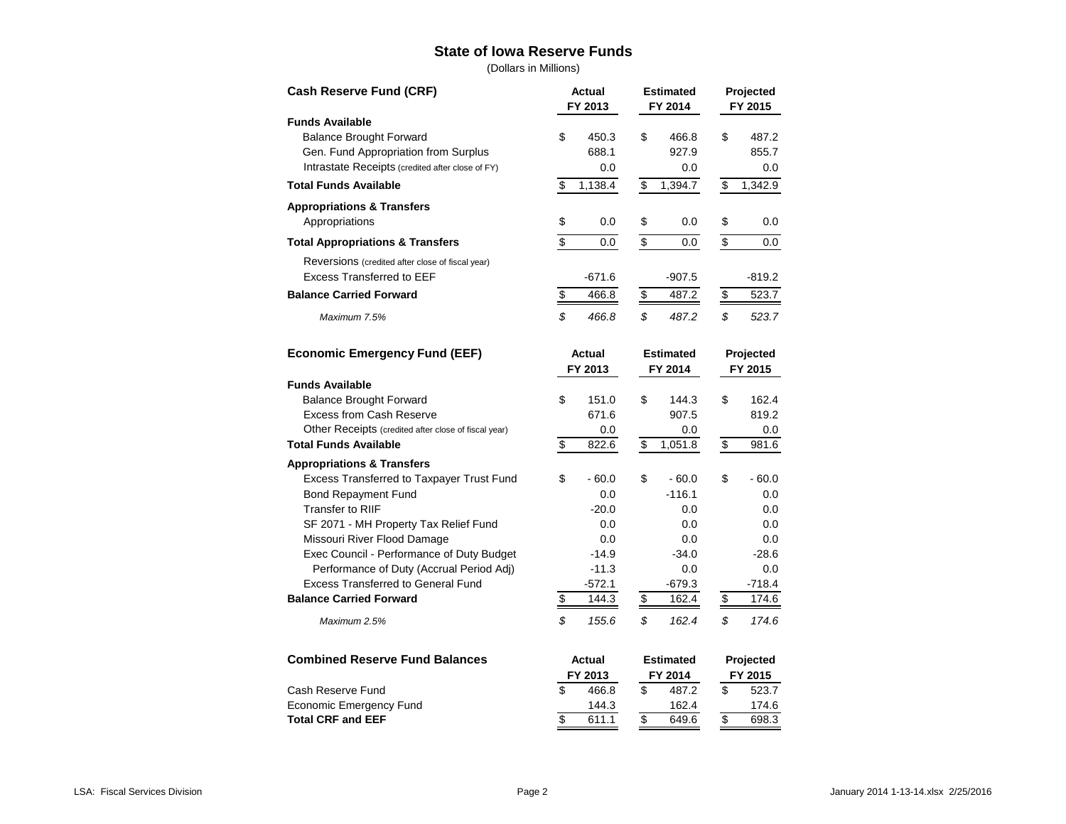# State of Iowa Reserve Funds

(Dollars in Millions)

| Cash Reserve Fund (CRF) | Actual FY 2013 | Estimated FY 2014 | Projected FY 2015 |
|---|---|---|---|
| **Funds Available** | | | |
| Balance Brought Forward | $ 450.3 | $ 466.8 | $ 487.2 |
| Gen. Fund Appropriation from Surplus | 688.1 | 927.9 | 855.7 |
| Intrastate Receipts (credited after close of FY) | 0.0 | 0.0 | 0.0 |
| **Total Funds Available** | $ 1,138.4 | $ 1,394.7 | $ 1,342.9 |
| **Appropriations & Transfers** | | | |
| Appropriations | $ 0.0 | $ 0.0 | $ 0.0 |
| **Total Appropriations & Transfers** | $ 0.0 | $ 0.0 | $ 0.0 |
| Reversions (credited after close of fiscal year) | | | |
| Excess Transferred to EEF | -671.6 | -907.5 | -819.2 |
| **Balance Carried Forward** | $ 466.8 | $ 487.2 | $ 523.7 |
| *Maximum 7.5%* | *$ 466.8* | *$ 487.2* | *$ 523.7* |

| Economic Emergency Fund (EEF) | Actual FY 2013 | Estimated FY 2014 | Projected FY 2015 |
|---|---|---|---|
| **Funds Available** | | | |
| Balance Brought Forward | $ 151.0 | $ 144.3 | $ 162.4 |
| Excess from Cash Reserve | 671.6 | 907.5 | 819.2 |
| Other Receipts (credited after close of fiscal year) | 0.0 | 0.0 | 0.0 |
| **Total Funds Available** | $ 822.6 | $ 1,051.8 | $ 981.6 |
| **Appropriations & Transfers** | | | |
| Excess Transferred to Taxpayer Trust Fund | $ - 60.0 | $ - 60.0 | $ - 60.0 |
| Bond Repayment Fund | 0.0 | -116.1 | 0.0 |
| Transfer to RIIF | -20.0 | 0.0 | 0.0 |
| SF 2071 - MH Property Tax Relief Fund | 0.0 | 0.0 | 0.0 |
| Missouri River Flood Damage | 0.0 | 0.0 | 0.0 |
| Exec Council - Performance of Duty Budget | -14.9 | -34.0 | -28.6 |
| Performance of Duty (Accrual Period Adj) | -11.3 | 0.0 | 0.0 |
| Excess Transferred to General Fund | -572.1 | -679.3 | -718.4 |
| **Balance Carried Forward** | $ 144.3 | $ 162.4 | $ 174.6 |
| *Maximum 2.5%* | *$ 155.6* | *$ 162.4* | *$ 174.6* |

| Combined Reserve Fund Balances | Actual FY 2013 | Estimated FY 2014 | Projected FY 2015 |
|---|---|---|---|
| Cash Reserve Fund | $ 466.8 | $ 487.2 | $ 523.7 |
| Economic Emergency Fund | 144.3 | 162.4 | 174.6 |
| **Total CRF and EEF** | $ 611.1 | $ 649.6 | $ 698.3 |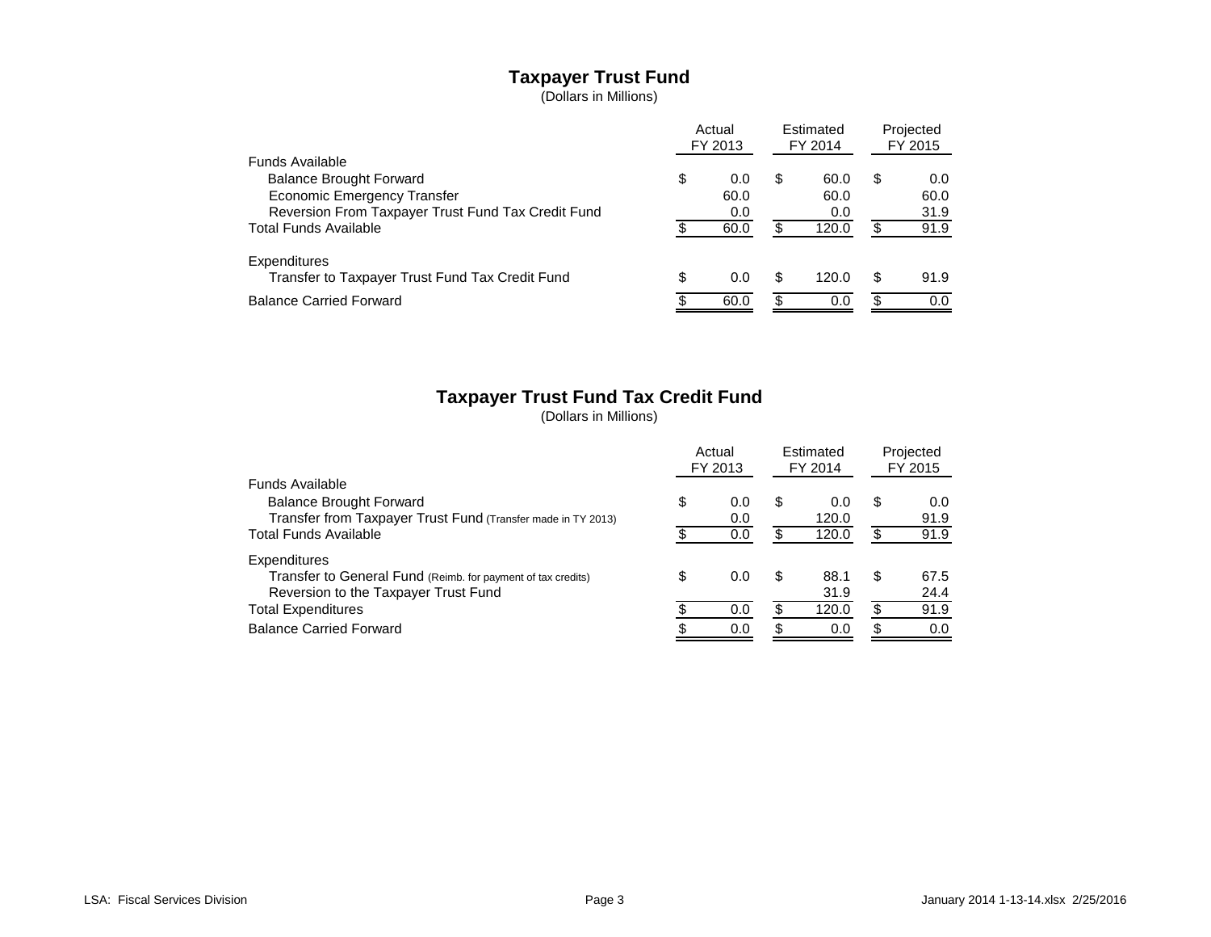## Taxpayer Trust Fund

(Dollars in Millions)

| | Actual FY 2013 | Estimated FY 2014 | Projected FY 2015 |
|---|---|---|---|
| Funds Available | | | |
| Balance Brought Forward | $ 0.0 | $ 60.0 | $ 0.0 |
| Economic Emergency Transfer | 60.0 | 60.0 | 60.0 |
| Reversion From Taxpayer Trust Fund Tax Credit Fund | 0.0 | 0.0 | 31.9 |
| Total Funds Available | $ 60.0 | $ 120.0 | $ 91.9 |
| Expenditures | | | |
| Transfer to Taxpayer Trust Fund Tax Credit Fund | $ 0.0 | $ 120.0 | $ 91.9 |
| Balance Carried Forward | $ 60.0 | $ 0.0 | $ 0.0 |

## Taxpayer Trust Fund Tax Credit Fund

(Dollars in Millions)

| | Actual FY 2013 | Estimated FY 2014 | Projected FY 2015 |
|---|---|---|---|
| Funds Available | | | |
| Balance Brought Forward | $ 0.0 | $ 0.0 | $ 0.0 |
| Transfer from Taxpayer Trust Fund (Transfer made in TY 2013) | 0.0 | 120.0 | 91.9 |
| Total Funds Available | $ 0.0 | $ 120.0 | $ 91.9 |
| Expenditures | | | |
| Transfer to General Fund (Reimb. for payment of tax credits) | $ 0.0 | $ 88.1 | $ 67.5 |
| Reversion to the Taxpayer Trust Fund | | 31.9 | 24.4 |
| Total Expenditures | $ 0.0 | $ 120.0 | $ 91.9 |
| Balance Carried Forward | $ 0.0 | $ 0.0 | $ 0.0 |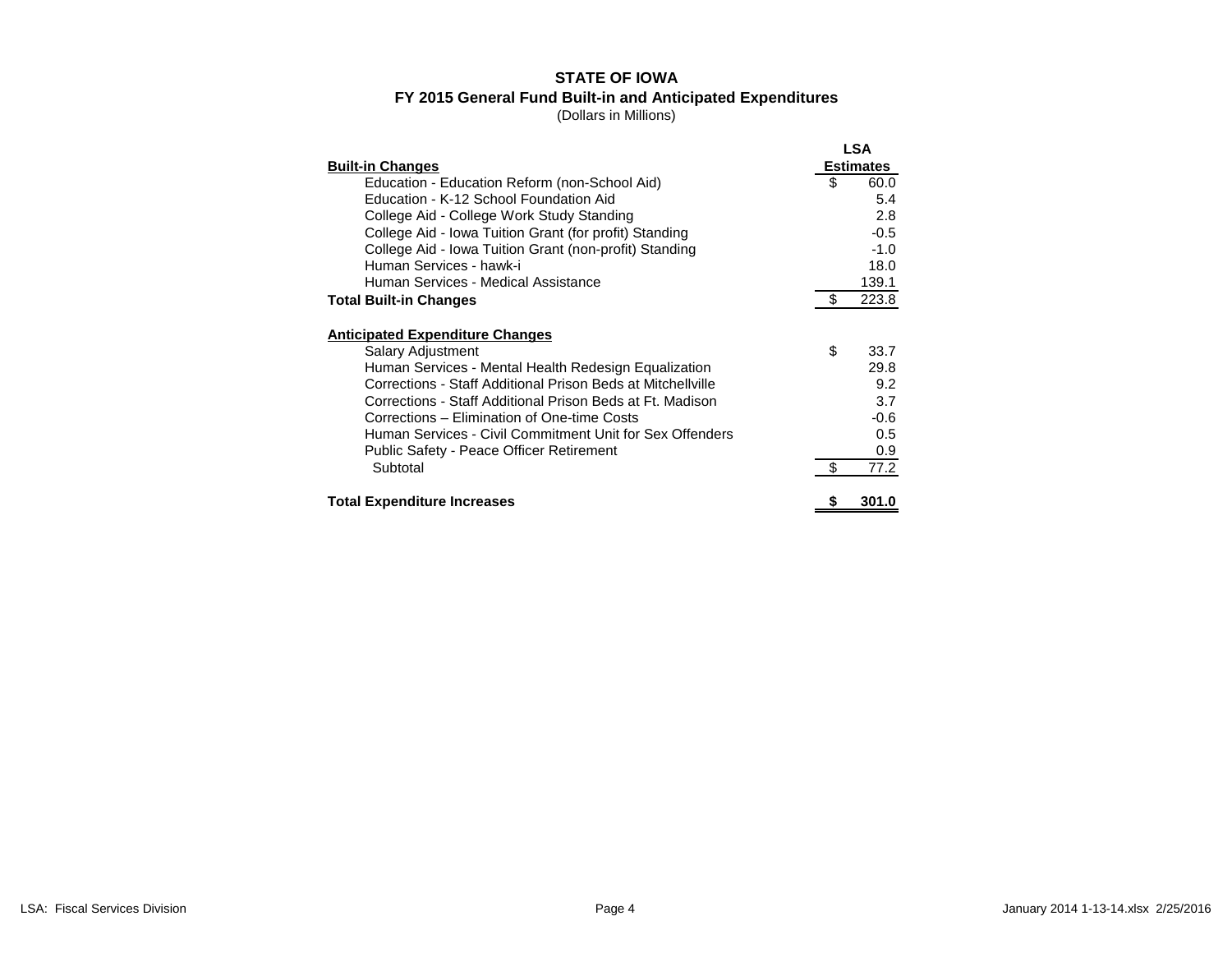**STATE OF IOWA**
**FY 2015 General Fund Built-in and Anticipated Expenditures**
(Dollars in Millions)

| **Built-in Changes** | **LSA Estimates** |
|---|---|
| Education - Education Reform (non-School Aid) | $ 60.0 |
| Education - K-12 School Foundation Aid | 5.4 |
| College Aid - College Work Study Standing | 2.8 |
| College Aid - Iowa Tuition Grant (for profit) Standing | -0.5 |
| College Aid - Iowa Tuition Grant (non-profit) Standing | -1.0 |
| Human Services - hawk-i | 18.0 |
| Human Services - Medical Assistance | 139.1 |
| **Total Built-in Changes** | $ 223.8 |
| | |
| **Anticipated Expenditure Changes** | |
| Salary Adjustment | $ 33.7 |
| Human Services - Mental Health Redesign Equalization | 29.8 |
| Corrections - Staff Additional Prison Beds at Mitchellville | 9.2 |
| Corrections - Staff Additional Prison Beds at Ft. Madison | 3.7 |
| Corrections – Elimination of One-time Costs | -0.6 |
| Human Services - Civil Commitment Unit for Sex Offenders | 0.5 |
| Public Safety - Peace Officer Retirement | 0.9 |
| Subtotal | $ 77.2 |
| | |
| **Total Expenditure Increases** | **$ 301.0** |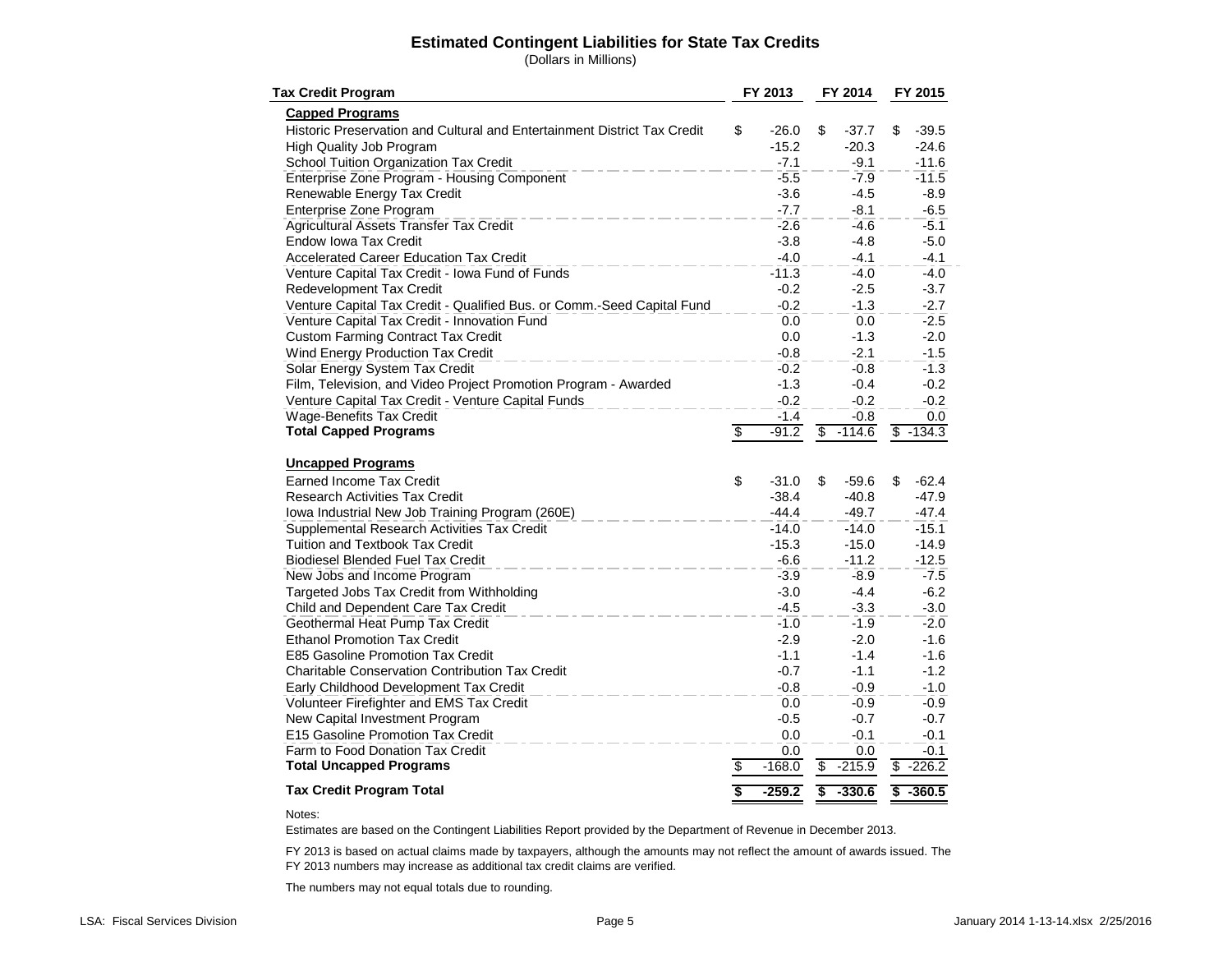# Estimated Contingent Liabilities for State Tax Credits

(Dollars in Millions)

| Tax Credit Program | FY 2013 | FY 2014 | FY 2015 |
|---|---|---|---|
| **Capped Programs** | | | |
| Historic Preservation and Cultural and Entertainment District Tax Credit | $ -26.0 | $ -37.7 | $ -39.5 |
| High Quality Job Program | -15.2 | -20.3 | -24.6 |
| School Tuition Organization Tax Credit | -7.1 | -9.1 | -11.6 |
| Enterprise Zone Program - Housing Component | -5.5 | -7.9 | -11.5 |
| Renewable Energy Tax Credit | -3.6 | -4.5 | -8.9 |
| Enterprise Zone Program | -7.7 | -8.1 | -6.5 |
| Agricultural Assets Transfer Tax Credit | -2.6 | -4.6 | -5.1 |
| Endow Iowa Tax Credit | -3.8 | -4.8 | -5.0 |
| Accelerated Career Education Tax Credit | -4.0 | -4.1 | -4.1 |
| Venture Capital Tax Credit - Iowa Fund of Funds | -11.3 | -4.0 | -4.0 |
| Redevelopment Tax Credit | -0.2 | -2.5 | -3.7 |
| Venture Capital Tax Credit - Qualified Bus. or Comm.-Seed Capital Fund | -0.2 | -1.3 | -2.7 |
| Venture Capital Tax Credit - Innovation Fund | 0.0 | 0.0 | -2.5 |
| Custom Farming Contract Tax Credit | 0.0 | -1.3 | -2.0 |
| Wind Energy Production Tax Credit | -0.8 | -2.1 | -1.5 |
| Solar Energy System Tax Credit | -0.2 | -0.8 | -1.3 |
| Film, Television, and Video Project Promotion Program - Awarded | -1.3 | -0.4 | -0.2 |
| Venture Capital Tax Credit - Venture Capital Funds | -0.2 | -0.2 | -0.2 |
| Wage-Benefits Tax Credit | -1.4 | -0.8 | 0.0 |
| **Total Capped Programs** | **$ -91.2** | **$ -114.6** | **$ -134.3** |
| **Uncapped Programs** | | | |
| Earned Income Tax Credit | $ -31.0 | $ -59.6 | $ -62.4 |
| Research Activities Tax Credit | -38.4 | -40.8 | -47.9 |
| Iowa Industrial New Job Training Program (260E) | -44.4 | -49.7 | -47.4 |
| Supplemental Research Activities Tax Credit | -14.0 | -14.0 | -15.1 |
| Tuition and Textbook Tax Credit | -15.3 | -15.0 | -14.9 |
| Biodiesel Blended Fuel Tax Credit | -6.6 | -11.2 | -12.5 |
| New Jobs and Income Program | -3.9 | -8.9 | -7.5 |
| Targeted Jobs Tax Credit from Withholding | -3.0 | -4.4 | -6.2 |
| Child and Dependent Care Tax Credit | -4.5 | -3.3 | -3.0 |
| Geothermal Heat Pump Tax Credit | -1.0 | -1.9 | -2.0 |
| Ethanol Promotion Tax Credit | -2.9 | -2.0 | -1.6 |
| E85 Gasoline Promotion Tax Credit | -1.1 | -1.4 | -1.6 |
| Charitable Conservation Contribution Tax Credit | -0.7 | -1.1 | -1.2 |
| Early Childhood Development Tax Credit | -0.8 | -0.9 | -1.0 |
| Volunteer Firefighter and EMS Tax Credit | 0.0 | -0.9 | -0.9 |
| New Capital Investment Program | -0.5 | -0.7 | -0.7 |
| E15 Gasoline Promotion Tax Credit | 0.0 | -0.1 | -0.1 |
| Farm to Food Donation Tax Credit | 0.0 | 0.0 | -0.1 |
| **Total Uncapped Programs** | **$ -168.0** | **$ -215.9** | **$ -226.2** |
| **Tax Credit Program Total** | **$ -259.2** | **$ -330.6** | **$ -360.5** |

Notes:

Estimates are based on the Contingent Liabilities Report provided by the Department of Revenue in December 2013.

FY 2013 is based on actual claims made by taxpayers, although the amounts may not reflect the amount of awards issued. The FY 2013 numbers may increase as additional tax credit claims are verified.

The numbers may not equal totals due to rounding.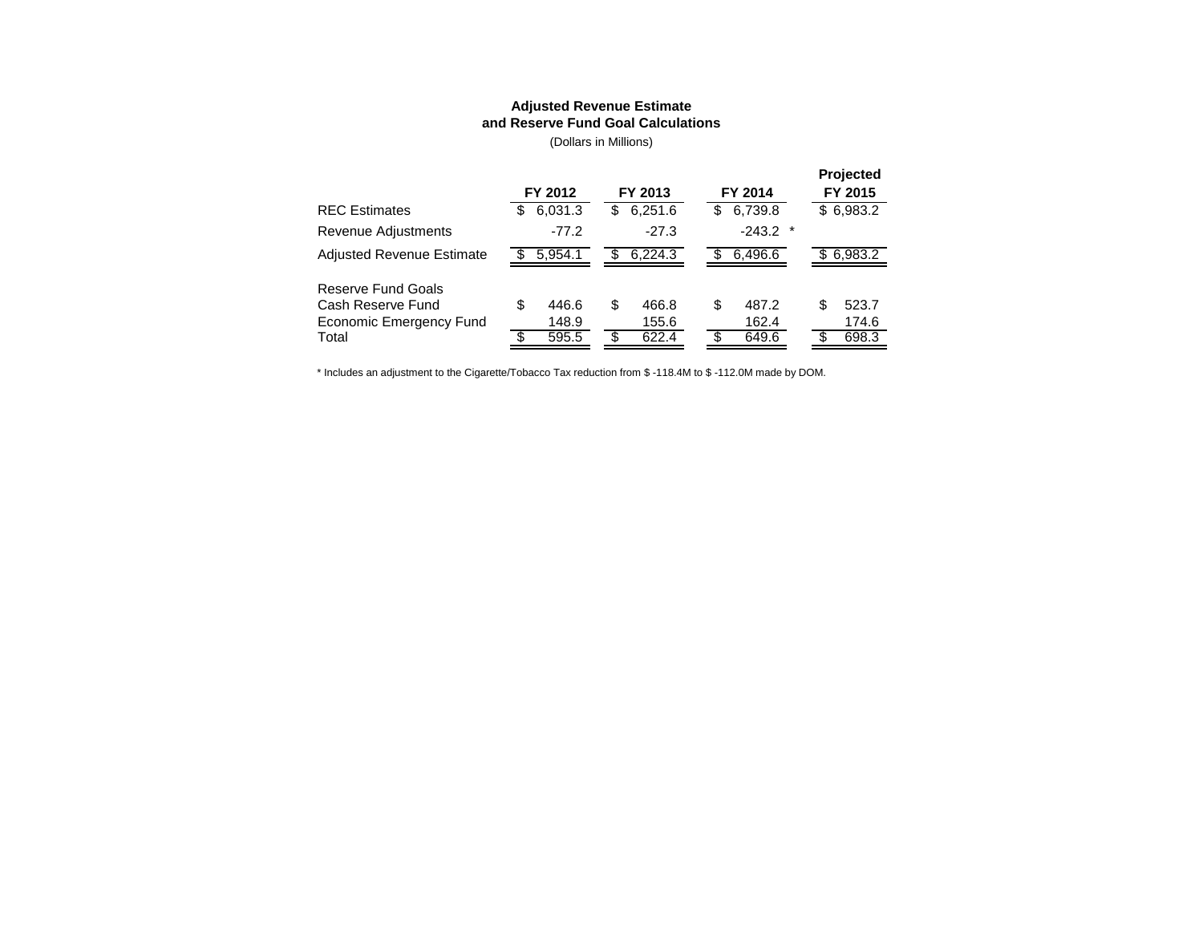**Adjusted Revenue Estimate**
**and Reserve Fund Goal Calculations**

(Dollars in Millions)

| | FY 2012 | FY 2013 | FY 2014 | Projected FY 2015 |
|---|---|---|---|---|
| REC Estimates | $ 6,031.3 | $ 6,251.6 | $ 6,739.8 | $ 6,983.2 |
| Revenue Adjustments | -77.2 | -27.3 | -243.2 * | |
| Adjusted Revenue Estimate | $ 5,954.1 | $ 6,224.3 | $ 6,496.6 | $ 6,983.2 |
| Reserve Fund Goals | | | | |
| Cash Reserve Fund | $ 446.6 | $ 466.8 | $ 487.2 | $ 523.7 |
| Economic Emergency Fund | 148.9 | 155.6 | 162.4 | 174.6 |
| Total | $ 595.5 | $ 622.4 | $ 649.6 | $ 698.3 |

* Includes an adjustment to the Cigarette/Tobacco Tax reduction from $ -118.4M to $ -112.0M made by DOM.